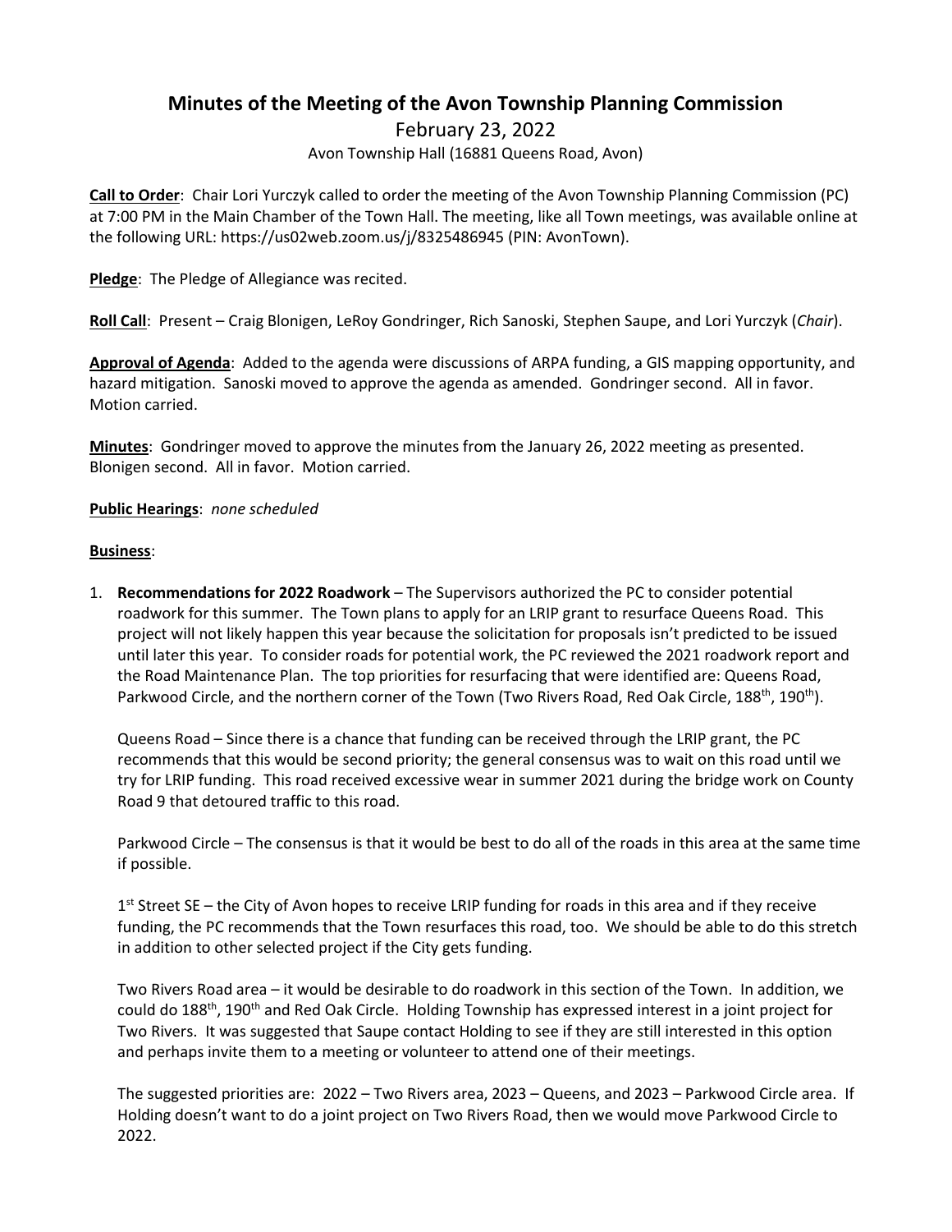# Minutes of the Meeting of the Avon Township Planning Commission

February 23, 2022

Avon Township Hall (16881 Queens Road, Avon)

**Call to Order**: Chair Lori Yurczyk called to order the meeting of the Avon Township Planning Commission (PC) at 7:00 PM in the Main Chamber of the Town Hall. The meeting, like all Town meetings, was available online at the following URL: https://us02web.zoom.us/j/8325486945 (PIN: AvonTown).

**Pledge**: The Pledge of Allegiance was recited.

**Roll Call**: Present – Craig Blonigen, LeRoy Gondringer, Rich Sanoski, Stephen Saupe, and Lori Yurczyk (*Chair*).

**Approval of Agenda**: Added to the agenda were discussions of ARPA funding, a GIS mapping opportunity, and hazard mitigation. Sanoski moved to approve the agenda as amended. Gondringer second. All in favor. Motion carried.

**Minutes**: Gondringer moved to approve the minutes from the January 26, 2022 meeting as presented. Blonigen second. All in favor. Motion carried.

**Public Hearings**: *none scheduled*

**Business**:

1. **Recommendations for 2022 Roadwork** – The Supervisors authorized the PC to consider potential roadwork for this summer. The Town plans to apply for an LRIP grant to resurface Queens Road. This project will not likely happen this year because the solicitation for proposals isn't predicted to be issued until later this year. To consider roads for potential work, the PC reviewed the 2021 roadwork report and the Road Maintenance Plan. The top priorities for resurfacing that were identified are: Queens Road, Parkwood Circle, and the northern corner of the Town (Two Rivers Road, Red Oak Circle, 188th, 190th).

   Queens Road – Since there is a chance that funding can be received through the LRIP grant, the PC recommends that this would be second priority; the general consensus was to wait on this road until we try for LRIP funding. This road received excessive wear in summer 2021 during the bridge work on County Road 9 that detoured traffic to this road.

   Parkwood Circle – The consensus is that it would be best to do all of the roads in this area at the same time if possible.

   1st Street SE – the City of Avon hopes to receive LRIP funding for roads in this area and if they receive funding, the PC recommends that the Town resurfaces this road, too. We should be able to do this stretch in addition to other selected project if the City gets funding.

   Two Rivers Road area – it would be desirable to do roadwork in this section of the Town. In addition, we could do 188th, 190th and Red Oak Circle. Holding Township has expressed interest in a joint project for Two Rivers. It was suggested that Saupe contact Holding to see if they are still interested in this option and perhaps invite them to a meeting or volunteer to attend one of their meetings.

   The suggested priorities are: 2022 – Two Rivers area, 2023 – Queens, and 2023 – Parkwood Circle area. If Holding doesn't want to do a joint project on Two Rivers Road, then we would move Parkwood Circle to 2022.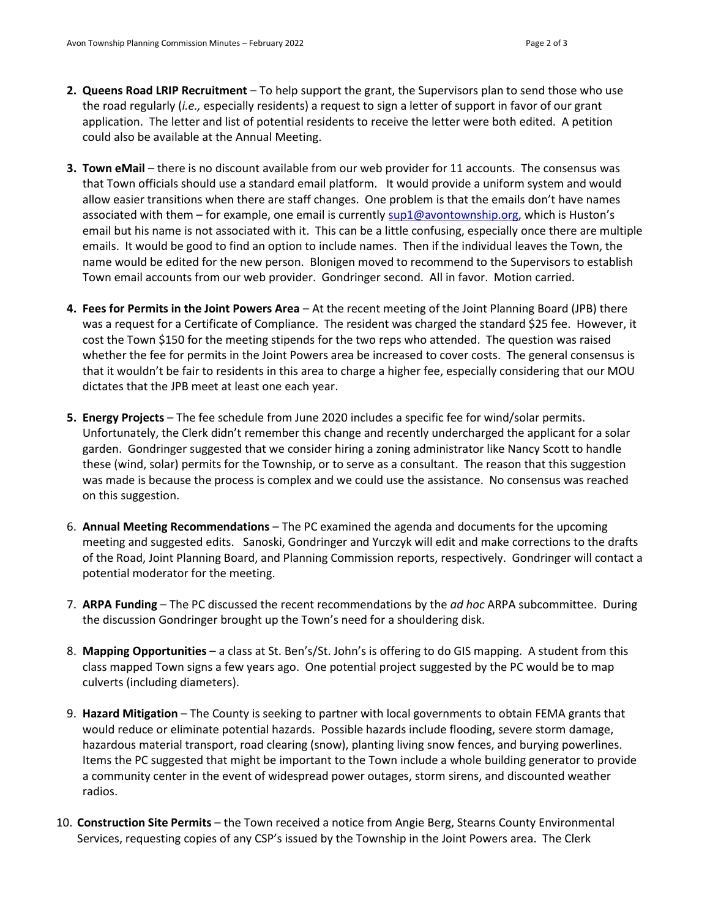2. **Queens Road LRIP Recruitment** – To help support the grant, the Supervisors plan to send those who use the road regularly (*i.e.,* especially residents) a request to sign a letter of support in favor of our grant application. The letter and list of potential residents to receive the letter were both edited. A petition could also be available at the Annual Meeting.

3. **Town eMail** – there is no discount available from our web provider for 11 accounts. The consensus was that Town officials should use a standard email platform. It would provide a uniform system and would allow easier transitions when there are staff changes. One problem is that the emails don't have names associated with them – for example, one email is currently sup1@avontownship.org, which is Huston's email but his name is not associated with it. This can be a little confusing, especially once there are multiple emails. It would be good to find an option to include names. Then if the individual leaves the Town, the name would be edited for the new person. Blonigen moved to recommend to the Supervisors to establish Town email accounts from our web provider. Gondringer second. All in favor. Motion carried.

4. **Fees for Permits in the Joint Powers Area** – At the recent meeting of the Joint Planning Board (JPB) there was a request for a Certificate of Compliance. The resident was charged the standard $25 fee. However, it cost the Town $150 for the meeting stipends for the two reps who attended. The question was raised whether the fee for permits in the Joint Powers area be increased to cover costs. The general consensus is that it wouldn't be fair to residents in this area to charge a higher fee, especially considering that our MOU dictates that the JPB meet at least one each year.

5. **Energy Projects** – The fee schedule from June 2020 includes a specific fee for wind/solar permits. Unfortunately, the Clerk didn't remember this change and recently undercharged the applicant for a solar garden. Gondringer suggested that we consider hiring a zoning administrator like Nancy Scott to handle these (wind, solar) permits for the Township, or to serve as a consultant. The reason that this suggestion was made is because the process is complex and we could use the assistance. No consensus was reached on this suggestion.

6. **Annual Meeting Recommendations** – The PC examined the agenda and documents for the upcoming meeting and suggested edits. Sanoski, Gondringer and Yurczyk will edit and make corrections to the drafts of the Road, Joint Planning Board, and Planning Commission reports, respectively. Gondringer will contact a potential moderator for the meeting.

7. **ARPA Funding** – The PC discussed the recent recommendations by the *ad hoc* ARPA subcommittee. During the discussion Gondringer brought up the Town's need for a shouldering disk.

8. **Mapping Opportunities** – a class at St. Ben's/St. John's is offering to do GIS mapping. A student from this class mapped Town signs a few years ago. One potential project suggested by the PC would be to map culverts (including diameters).

9. **Hazard Mitigation** – The County is seeking to partner with local governments to obtain FEMA grants that would reduce or eliminate potential hazards. Possible hazards include flooding, severe storm damage, hazardous material transport, road clearing (snow), planting living snow fences, and burying powerlines. Items the PC suggested that might be important to the Town include a whole building generator to provide a community center in the event of widespread power outages, storm sirens, and discounted weather radios.

10. **Construction Site Permits** – the Town received a notice from Angie Berg, Stearns County Environmental Services, requesting copies of any CSP's issued by the Township in the Joint Powers area. The Clerk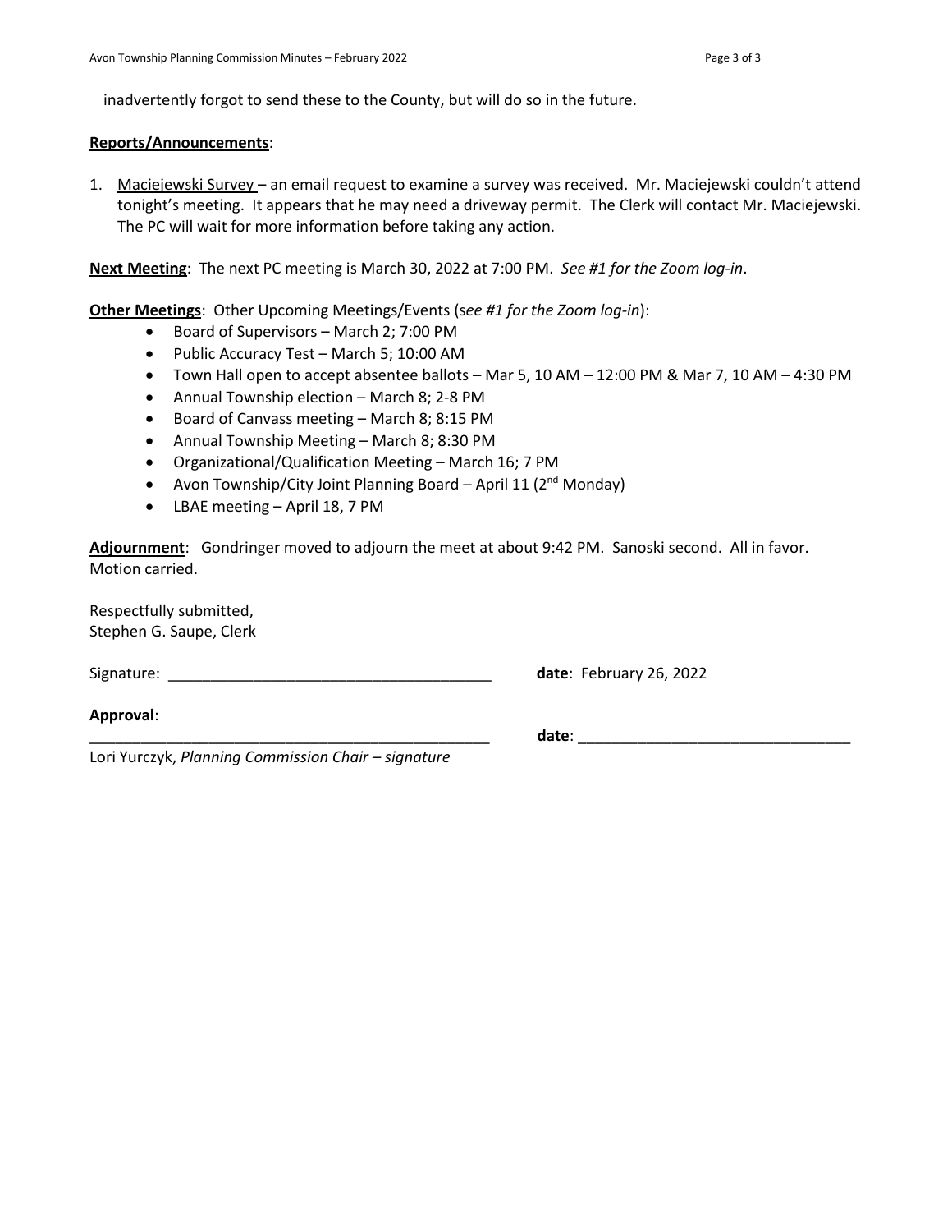inadvertently forgot to send these to the County, but will do so in the future.

**Reports/Announcements**:

1. Maciejewski Survey – an email request to examine a survey was received. Mr. Maciejewski couldn't attend tonight's meeting. It appears that he may need a driveway permit. The Clerk will contact Mr. Maciejewski. The PC will wait for more information before taking any action.

**Next Meeting**: The next PC meeting is March 30, 2022 at 7:00 PM. *See #1 for the Zoom log-in*.

**Other Meetings**: Other Upcoming Meetings/Events (s*ee #1 for the Zoom log-in*):

- Board of Supervisors – March 2; 7:00 PM
- Public Accuracy Test – March 5; 10:00 AM
- Town Hall open to accept absentee ballots – Mar 5, 10 AM – 12:00 PM & Mar 7, 10 AM – 4:30 PM
- Annual Township election – March 8; 2-8 PM
- Board of Canvass meeting – March 8; 8:15 PM
- Annual Township Meeting – March 8; 8:30 PM
- Organizational/Qualification Meeting – March 16; 7 PM
- Avon Township/City Joint Planning Board – April 11 (2nd Monday)
- LBAE meeting – April 18, 7 PM

**Adjournment**: Gondringer moved to adjourn the meet at about 9:42 PM. Sanoski second. All in favor. Motion carried.

Respectfully submitted,
Stephen G. Saupe, Clerk

Signature: ______________________________________ **date**: February 26, 2022

**Approval**:

_______________________________________________ **date**: _______________________________

Lori Yurczyk, *Planning Commission Chair – signature*